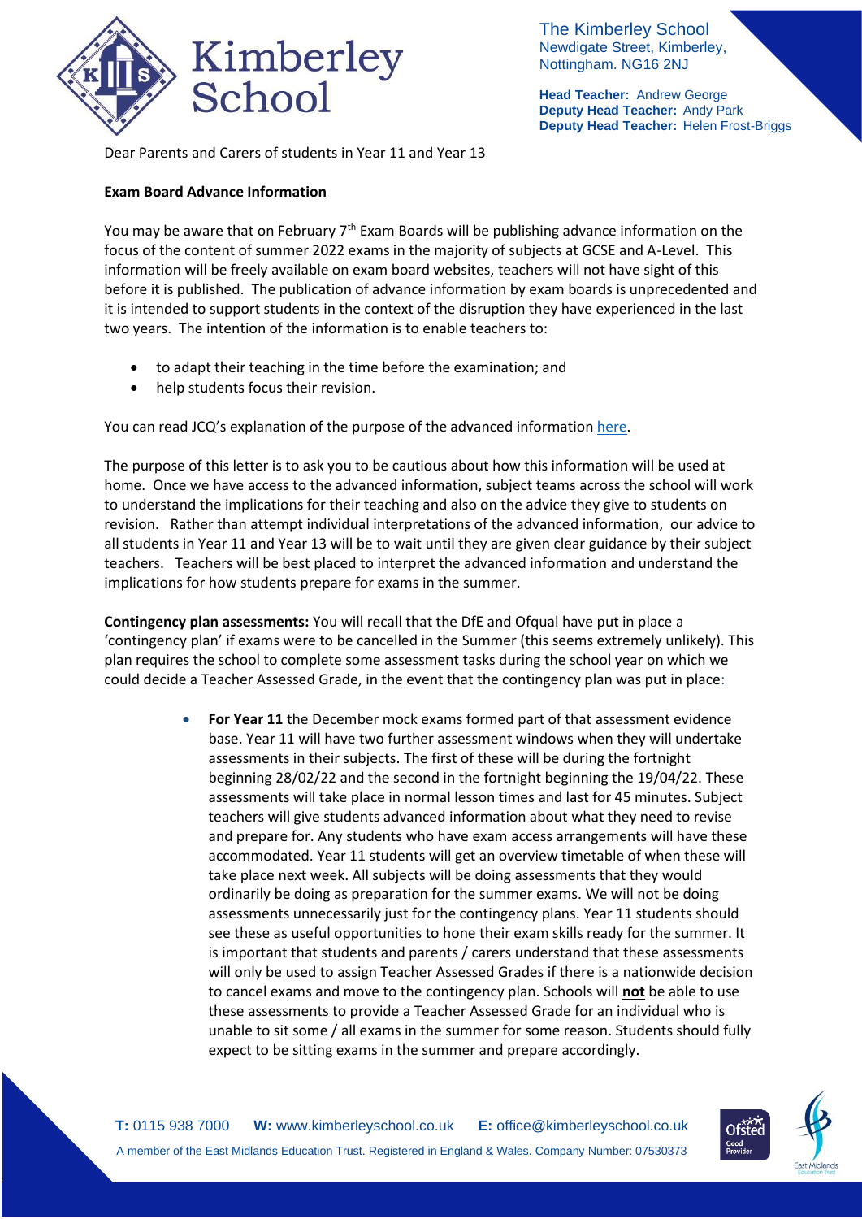Kimberley School

The Kimberley School
Newdigate Street, Kimberley,
Nottingham. NG16 2NJ

**Head Teacher:** Andrew George
**Deputy Head Teacher:** Andy Park
**Deputy Head Teacher:** Helen Frost-Briggs

Dear Parents and Carers of students in Year 11 and Year 13

**Exam Board Advance Information**

You may be aware that on February 7th Exam Boards will be publishing advance information on the focus of the content of summer 2022 exams in the majority of subjects at GCSE and A-Level. This information will be freely available on exam board websites, teachers will not have sight of this before it is published. The publication of advance information by exam boards is unprecedented and it is intended to support students in the context of the disruption they have experienced in the last two years. The intention of the information is to enable teachers to:

- to adapt their teaching in the time before the examination; and
- help students focus their revision.

You can read JCQ's explanation of the purpose of the advanced information here.

The purpose of this letter is to ask you to be cautious about how this information will be used at home. Once we have access to the advanced information, subject teams across the school will work to understand the implications for their teaching and also on the advice they give to students on revision. Rather than attempt individual interpretations of the advanced information, our advice to all students in Year 11 and Year 13 will be to wait until they are given clear guidance by their subject teachers. Teachers will be best placed to interpret the advanced information and understand the implications for how students prepare for exams in the summer.

**Contingency plan assessments:** You will recall that the DfE and Ofqual have put in place a 'contingency plan' if exams were to be cancelled in the Summer (this seems extremely unlikely). This plan requires the school to complete some assessment tasks during the school year on which we could decide a Teacher Assessed Grade, in the event that the contingency plan was put in place:

- **For Year 11** the December mock exams formed part of that assessment evidence base. Year 11 will have two further assessment windows when they will undertake assessments in their subjects. The first of these will be during the fortnight beginning 28/02/22 and the second in the fortnight beginning the 19/04/22. These assessments will take place in normal lesson times and last for 45 minutes. Subject teachers will give students advanced information about what they need to revise and prepare for. Any students who have exam access arrangements will have these accommodated. Year 11 students will get an overview timetable of when these will take place next week. All subjects will be doing assessments that they would ordinarily be doing as preparation for the summer exams. We will not be doing assessments unnecessarily just for the contingency plans. Year 11 students should see these as useful opportunities to hone their exam skills ready for the summer. It is important that students and parents / carers understand that these assessments will only be used to assign Teacher Assessed Grades if there is a nationwide decision to cancel exams and move to the contingency plan. Schools will **not** be able to use these assessments to provide a Teacher Assessed Grade for an individual who is unable to sit some / all exams in the summer for some reason. Students should fully expect to be sitting exams in the summer and prepare accordingly.

**T:** 0115 938 7000 **W:** www.kimberleyschool.co.uk **E:** office@kimberleyschool.co.uk
A member of the East Midlands Education Trust. Registered in England & Wales. Company Number: 07530373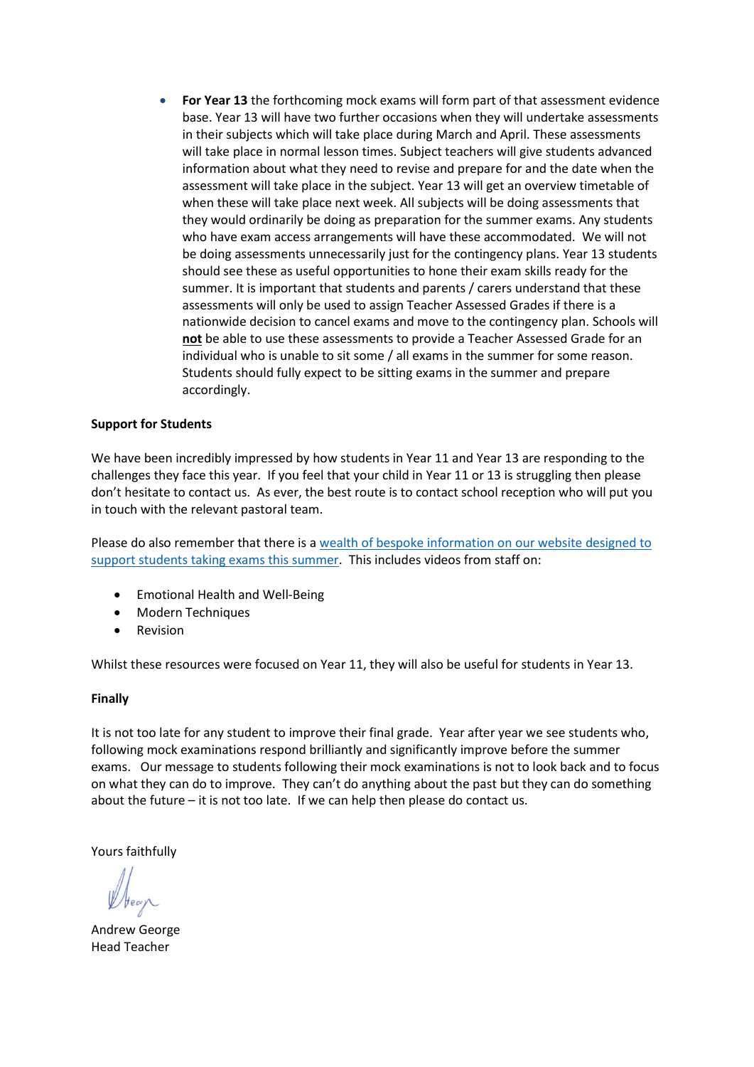- **For Year 13** the forthcoming mock exams will form part of that assessment evidence base. Year 13 will have two further occasions when they will undertake assessments in their subjects which will take place during March and April. These assessments will take place in normal lesson times. Subject teachers will give students advanced information about what they need to revise and prepare for and the date when the assessment will take place in the subject. Year 13 will get an overview timetable of when these will take place next week. All subjects will be doing assessments that they would ordinarily be doing as preparation for the summer exams. Any students who have exam access arrangements will have these accommodated. We will not be doing assessments unnecessarily just for the contingency plans. Year 13 students should see these as useful opportunities to hone their exam skills ready for the summer. It is important that students and parents / carers understand that these assessments will only be used to assign Teacher Assessed Grades if there is a nationwide decision to cancel exams and move to the contingency plan. Schools will **not** be able to use these assessments to provide a Teacher Assessed Grade for an individual who is unable to sit some / all exams in the summer for some reason. Students should fully expect to be sitting exams in the summer and prepare accordingly.

**Support for Students**

We have been incredibly impressed by how students in Year 11 and Year 13 are responding to the challenges they face this year. If you feel that your child in Year 11 or 13 is struggling then please don't hesitate to contact us. As ever, the best route is to contact school reception who will put you in touch with the relevant pastoral team.

Please do also remember that there is a wealth of bespoke information on our website designed to support students taking exams this summer. This includes videos from staff on:

- Emotional Health and Well-Being
- Modern Techniques
- Revision

Whilst these resources were focused on Year 11, they will also be useful for students in Year 13.

**Finally**

It is not too late for any student to improve their final grade. Year after year we see students who, following mock examinations respond brilliantly and significantly improve before the summer exams. Our message to students following their mock examinations is not to look back and to focus on what they can do to improve. They can't do anything about the past but they can do something about the future – it is not too late. If we can help then please do contact us.

Yours faithfully

Andrew George
Head Teacher